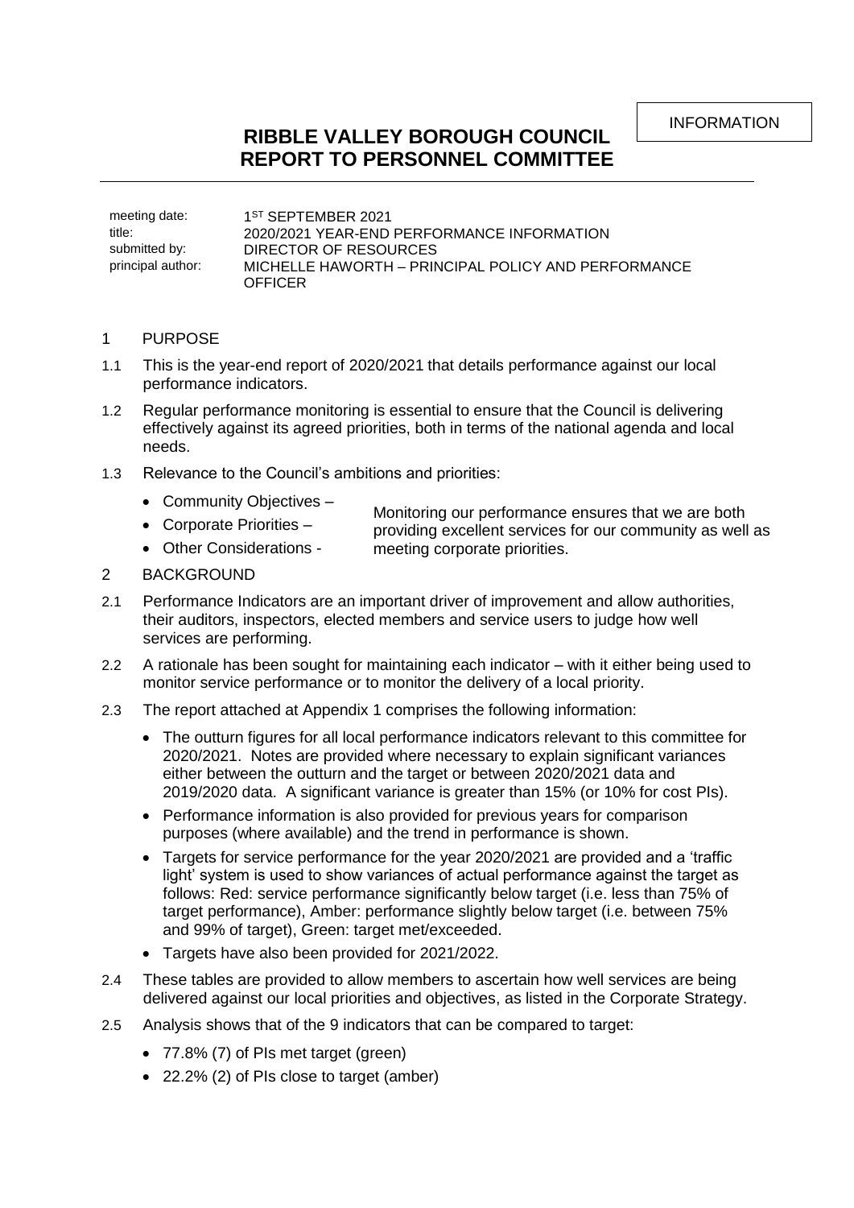INFORMATION

# RIBBLE VALLEY BOROUGH COUNCIL
# REPORT TO PERSONNEL COMMITTEE

| | |
|---|---|
| meeting date: | 1ST SEPTEMBER 2021 |
| title: | 2020/2021 YEAR-END PERFORMANCE INFORMATION |
| submitted by: | DIRECTOR OF RESOURCES |
| principal author: | MICHELLE HAWORTH – PRINCIPAL POLICY AND PERFORMANCE OFFICER |

## 1 PURPOSE

1.1 This is the year-end report of 2020/2021 that details performance against our local performance indicators.

1.2 Regular performance monitoring is essential to ensure that the Council is delivering effectively against its agreed priorities, both in terms of the national agenda and local needs.

1.3 Relevance to the Council's ambitions and priorities:

- Community Objectives –
- Corporate Priorities –
- Other Considerations -

Monitoring our performance ensures that we are both providing excellent services for our community as well as meeting corporate priorities.

## 2 BACKGROUND

2.1 Performance Indicators are an important driver of improvement and allow authorities, their auditors, inspectors, elected members and service users to judge how well services are performing.

2.2 A rationale has been sought for maintaining each indicator – with it either being used to monitor service performance or to monitor the delivery of a local priority.

2.3 The report attached at Appendix 1 comprises the following information:

- The outturn figures for all local performance indicators relevant to this committee for 2020/2021. Notes are provided where necessary to explain significant variances either between the outturn and the target or between 2020/2021 data and 2019/2020 data. A significant variance is greater than 15% (or 10% for cost PIs).
- Performance information is also provided for previous years for comparison purposes (where available) and the trend in performance is shown.
- Targets for service performance for the year 2020/2021 are provided and a 'traffic light' system is used to show variances of actual performance against the target as follows: Red: service performance significantly below target (i.e. less than 75% of target performance), Amber: performance slightly below target (i.e. between 75% and 99% of target), Green: target met/exceeded.
- Targets have also been provided for 2021/2022.

2.4 These tables are provided to allow members to ascertain how well services are being delivered against our local priorities and objectives, as listed in the Corporate Strategy.

2.5 Analysis shows that of the 9 indicators that can be compared to target:

- 77.8% (7) of PIs met target (green)
- 22.2% (2) of PIs close to target (amber)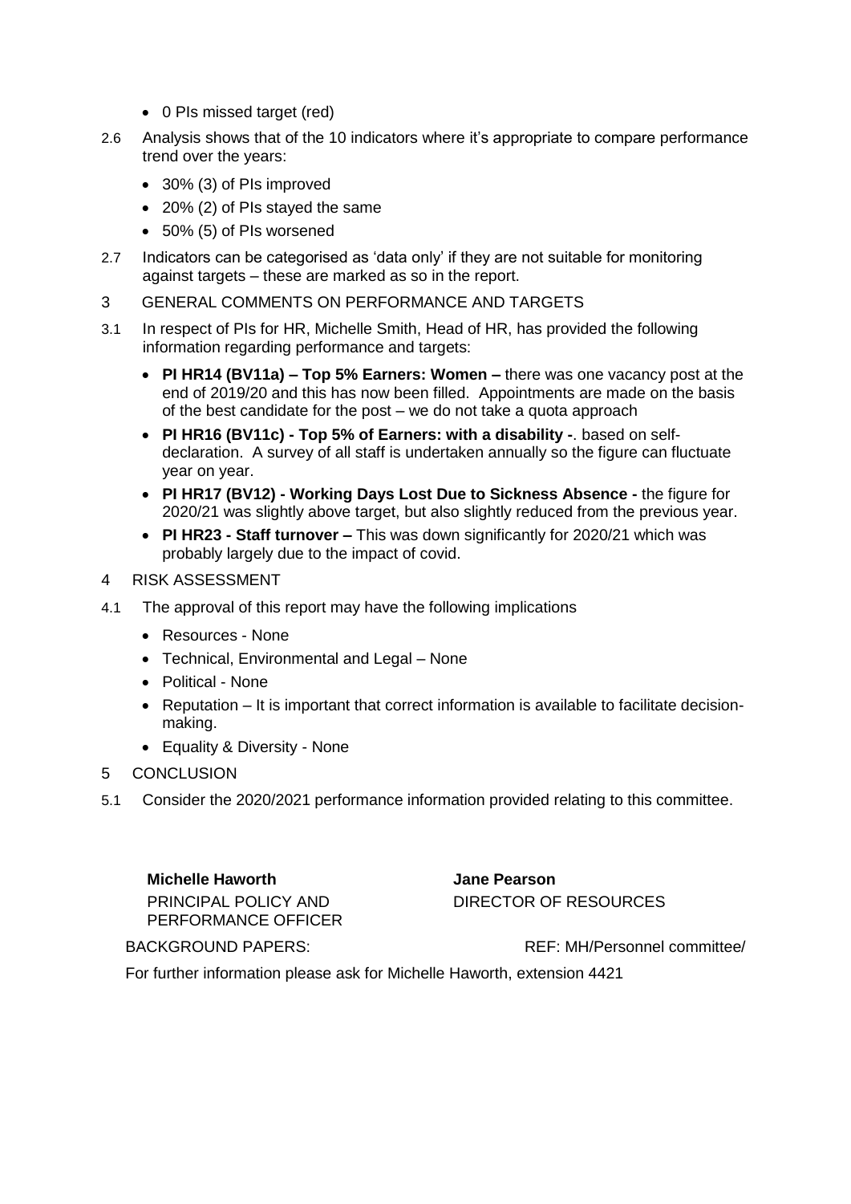- 0 PIs missed target (red)

2.6 Analysis shows that of the 10 indicators where it's appropriate to compare performance trend over the years:

- 30% (3) of PIs improved
- 20% (2) of PIs stayed the same
- 50% (5) of PIs worsened

2.7 Indicators can be categorised as 'data only' if they are not suitable for monitoring against targets – these are marked as so in the report.

3 GENERAL COMMENTS ON PERFORMANCE AND TARGETS

3.1 In respect of PIs for HR, Michelle Smith, Head of HR, has provided the following information regarding performance and targets:

- **PI HR14 (BV11a) – Top 5% Earners: Women –** there was one vacancy post at the end of 2019/20 and this has now been filled. Appointments are made on the basis of the best candidate for the post – we do not take a quota approach
- **PI HR16 (BV11c) - Top 5% of Earners: with a disability -**. based on self-declaration. A survey of all staff is undertaken annually so the figure can fluctuate year on year.
- **PI HR17 (BV12) - Working Days Lost Due to Sickness Absence -** the figure for 2020/21 was slightly above target, but also slightly reduced from the previous year.
- **PI HR23 - Staff turnover –** This was down significantly for 2020/21 which was probably largely due to the impact of covid.

4 RISK ASSESSMENT

4.1 The approval of this report may have the following implications

- Resources - None
- Technical, Environmental and Legal – None
- Political - None
- Reputation – It is important that correct information is available to facilitate decision-making.
- Equality & Diversity - None

5 CONCLUSION

5.1 Consider the 2020/2021 performance information provided relating to this committee.

**Michelle Haworth**
PRINCIPAL POLICY AND PERFORMANCE OFFICER

**Jane Pearson**
DIRECTOR OF RESOURCES

BACKGROUND PAPERS: REF: MH/Personnel committee/

For further information please ask for Michelle Haworth, extension 4421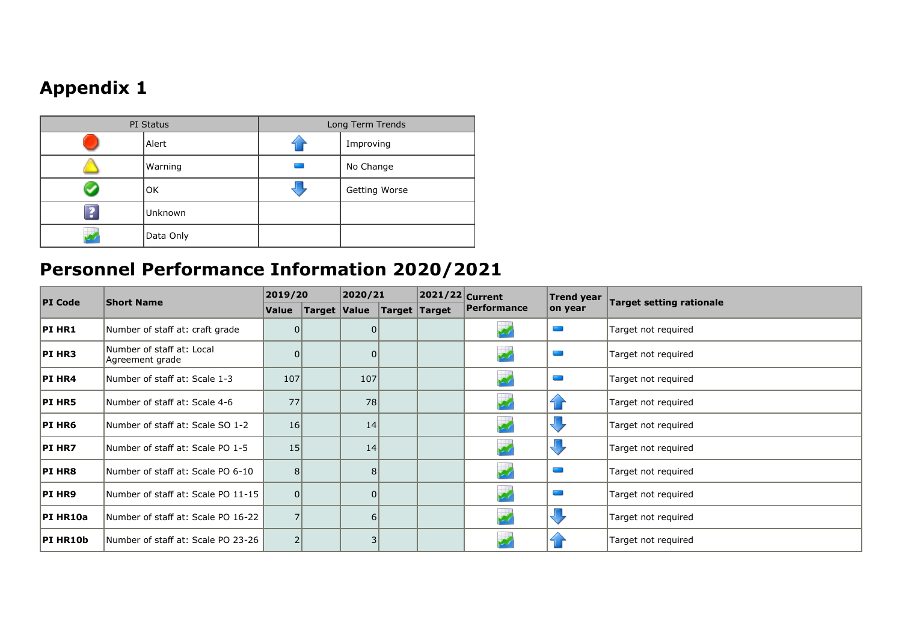# Appendix 1

| PI Status | | Long Term Trends | |
|---|---|---|---|
| | Alert | | Improving |
| | Warning | | No Change |
| | OK | | Getting Worse |
| | Unknown | | |
| | Data Only | | |

# Personnel Performance Information 2020/2021

| PI Code | Short Name | 2019/20 | | 2020/21 | | 2021/22 | Current Performance | Trend year on year | Target setting rationale |
|---|---|---|---|---|---|---|---|---|---|
| | | Value | Target | Value | Target | Target | | | |
| PI HR1 | Number of staff at: craft grade | 0 | | 0 | | | Data Only | No Change | Target not required |
| PI HR3 | Number of staff at: Local Agreement grade | 0 | | 0 | | | Data Only | No Change | Target not required |
| PI HR4 | Number of staff at: Scale 1-3 | 107 | | 107 | | | Data Only | No Change | Target not required |
| PI HR5 | Number of staff at: Scale 4-6 | 77 | | 78 | | | Data Only | Improving | Target not required |
| PI HR6 | Number of staff at: Scale SO 1-2 | 16 | | 14 | | | Data Only | Getting Worse | Target not required |
| PI HR7 | Number of staff at: Scale PO 1-5 | 15 | | 14 | | | Data Only | Getting Worse | Target not required |
| PI HR8 | Number of staff at: Scale PO 6-10 | 8 | | 8 | | | Data Only | No Change | Target not required |
| PI HR9 | Number of staff at: Scale PO 11-15 | 0 | | 0 | | | Data Only | No Change | Target not required |
| PI HR10a | Number of staff at: Scale PO 16-22 | 7 | | 6 | | | Data Only | Getting Worse | Target not required |
| PI HR10b | Number of staff at: Scale PO 23-26 | 2 | | 3 | | | Data Only | Improving | Target not required |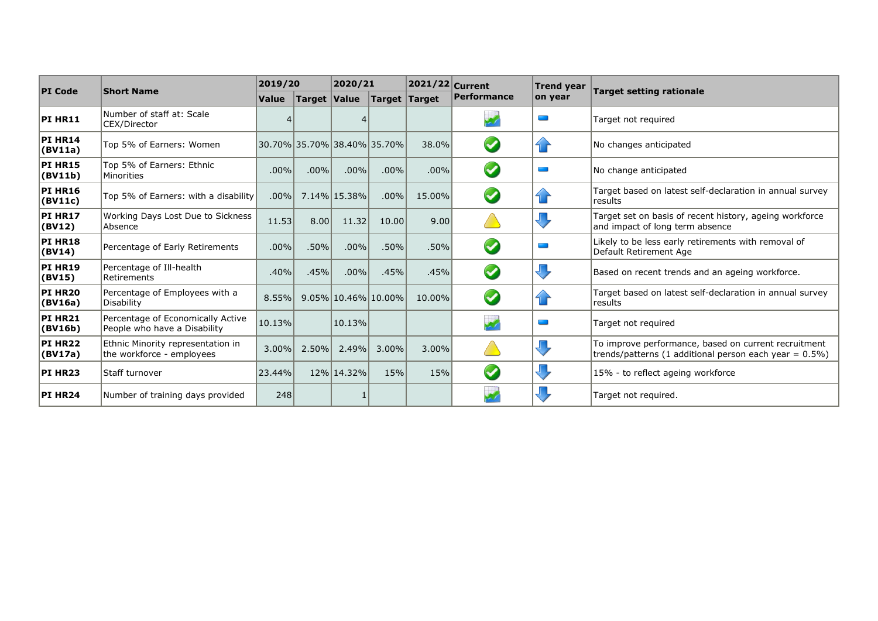| PI Code | Short Name | 2019/20 | | 2020/21 | | 2021/22 | Current Performance | Trend year on year | Target setting rationale |
|---|---|---|---|---|---|---|---|---|---|
| | | Value | Target | Value | Target | Target | | | |
| PI HR11 | Number of staff at: Scale CEX/Director | 4 | | 4 | | | | | Target not required |
| PI HR14 (BV11a) | Top 5% of Earners: Women | 30.70% | 35.70% | 38.40% | 35.70% | 38.0% | | | No changes anticipated |
| PI HR15 (BV11b) | Top 5% of Earners: Ethnic Minorities | .00% | .00% | .00% | .00% | .00% | | | No change anticipated |
| PI HR16 (BV11c) | Top 5% of Earners: with a disability | .00% | 7.14% | 15.38% | .00% | 15.00% | | | Target based on latest self-declaration in annual survey results |
| PI HR17 (BV12) | Working Days Lost Due to Sickness Absence | 11.53 | 8.00 | 11.32 | 10.00 | 9.00 | | | Target set on basis of recent history, ageing workforce and impact of long term absence |
| PI HR18 (BV14) | Percentage of Early Retirements | .00% | .50% | .00% | .50% | .50% | | | Likely to be less early retirements with removal of Default Retirement Age |
| PI HR19 (BV15) | Percentage of Ill-health Retirements | .40% | .45% | .00% | .45% | .45% | | | Based on recent trends and an ageing workforce. |
| PI HR20 (BV16a) | Percentage of Employees with a Disability | 8.55% | 9.05% | 10.46% | 10.00% | 10.00% | | | Target based on latest self-declaration in annual survey results |
| PI HR21 (BV16b) | Percentage of Economically Active People who have a Disability | 10.13% | | 10.13% | | | | | Target not required |
| PI HR22 (BV17a) | Ethnic Minority representation in the workforce - employees | 3.00% | 2.50% | 2.49% | 3.00% | 3.00% | | | To improve performance, based on current recruitment trends/patterns (1 additional person each year = 0.5%) |
| PI HR23 | Staff turnover | 23.44% | 12% | 14.32% | 15% | 15% | | | 15% - to reflect ageing workforce |
| PI HR24 | Number of training days provided | 248 | | 1 | | | | | Target not required. |